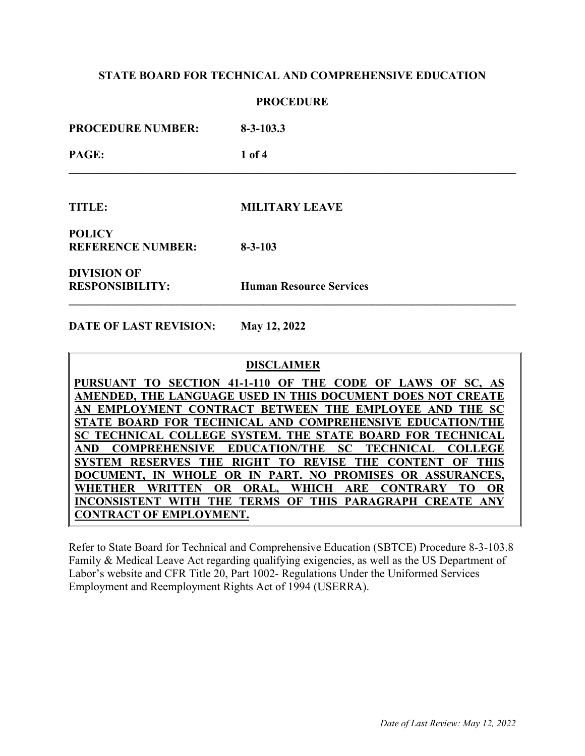**STATE BOARD FOR TECHNICAL AND COMPREHENSIVE EDUCATION**

**PROCEDURE**

**PROCEDURE NUMBER:** **8-3-103.3**

---

**TITLE:** **MILITARY LEAVE**

**POLICY REFERENCE NUMBER:** **8-3-103**

**DIVISION OF RESPONSIBILITY:** **Human Resource Services**

---

**DATE OF LAST REVISION:** **May 12, 2022**

> **DISCLAIMER**
>
> **PURSUANT TO SECTION 41-1-110 OF THE CODE OF LAWS OF SC, AS AMENDED, THE LANGUAGE USED IN THIS DOCUMENT DOES NOT CREATE AN EMPLOYMENT CONTRACT BETWEEN THE EMPLOYEE AND THE SC STATE BOARD FOR TECHNICAL AND COMPREHENSIVE EDUCATION/THE SC TECHNICAL COLLEGE SYSTEM. THE STATE BOARD FOR TECHNICAL AND COMPREHENSIVE EDUCATION/THE SC TECHNICAL COLLEGE SYSTEM RESERVES THE RIGHT TO REVISE THE CONTENT OF THIS DOCUMENT, IN WHOLE OR IN PART. NO PROMISES OR ASSURANCES, WHETHER WRITTEN OR ORAL, WHICH ARE CONTRARY TO OR INCONSISTENT WITH THE TERMS OF THIS PARAGRAPH CREATE ANY CONTRACT OF EMPLOYMENT.**

Refer to State Board for Technical and Comprehensive Education (SBTCE) Procedure 8-3-103.8 Family & Medical Leave Act regarding qualifying exigencies, as well as the US Department of Labor's website and CFR Title 20, Part 1002- Regulations Under the Uniformed Services Employment and Reemployment Rights Act of 1994 (USERRA).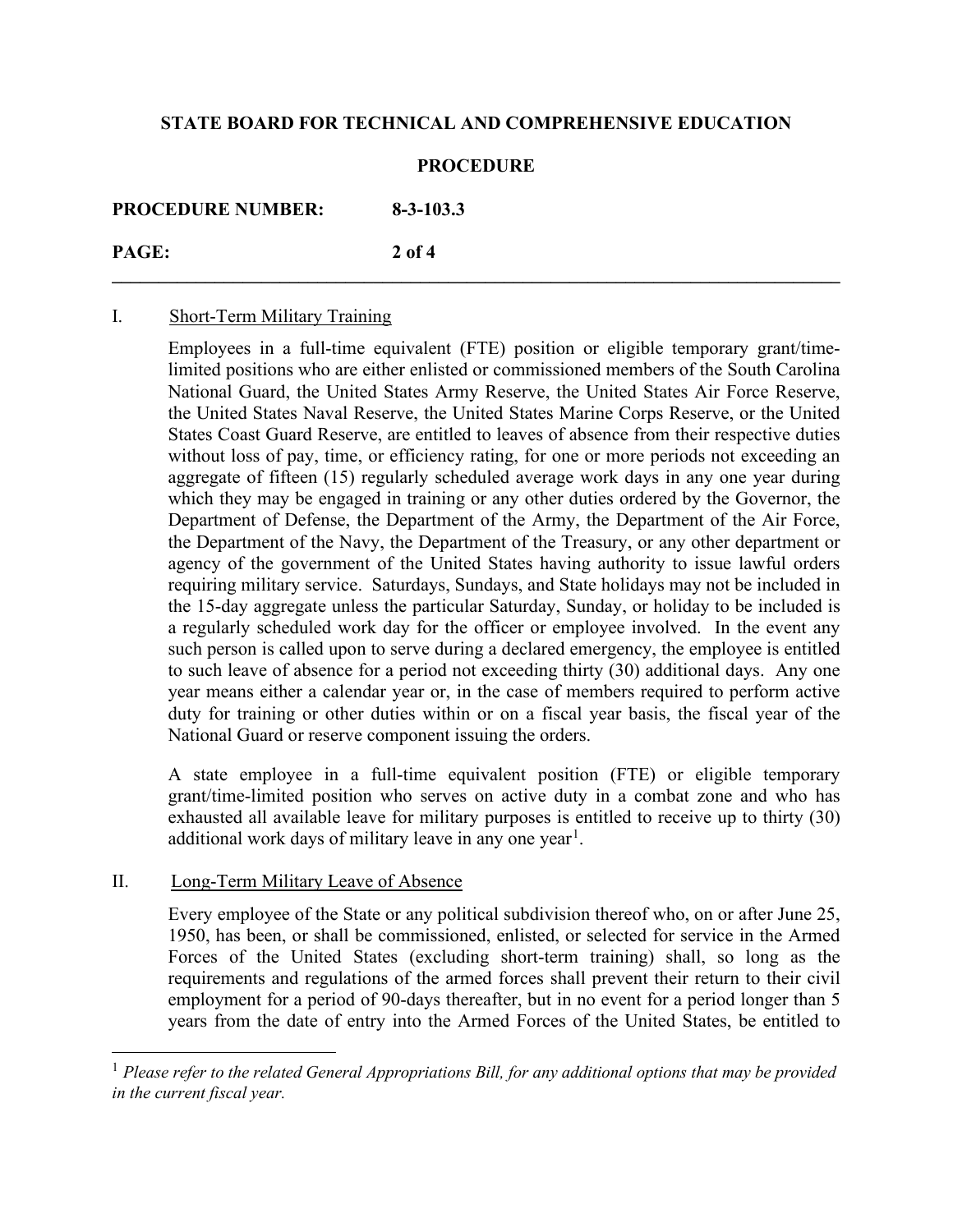## I. Short-Term Military Training

Employees in a full-time equivalent (FTE) position or eligible temporary grant/time-limited positions who are either enlisted or commissioned members of the South Carolina National Guard, the United States Army Reserve, the United States Air Force Reserve, the United States Naval Reserve, the United States Marine Corps Reserve, or the United States Coast Guard Reserve, are entitled to leaves of absence from their respective duties without loss of pay, time, or efficiency rating, for one or more periods not exceeding an aggregate of fifteen (15) regularly scheduled average work days in any one year during which they may be engaged in training or any other duties ordered by the Governor, the Department of Defense, the Department of the Army, the Department of the Air Force, the Department of the Navy, the Department of the Treasury, or any other department or agency of the government of the United States having authority to issue lawful orders requiring military service. Saturdays, Sundays, and State holidays may not be included in the 15-day aggregate unless the particular Saturday, Sunday, or holiday to be included is a regularly scheduled work day for the officer or employee involved. In the event any such person is called upon to serve during a declared emergency, the employee is entitled to such leave of absence for a period not exceeding thirty (30) additional days. Any one year means either a calendar year or, in the case of members required to perform active duty for training or other duties within or on a fiscal year basis, the fiscal year of the National Guard or reserve component issuing the orders.

A state employee in a full-time equivalent position (FTE) or eligible temporary grant/time-limited position who serves on active duty in a combat zone and who has exhausted all available leave for military purposes is entitled to receive up to thirty (30) additional work days of military leave in any one year[1].

## II. Long-Term Military Leave of Absence

Every employee of the State or any political subdivision thereof who, on or after June 25, 1950, has been, or shall be commissioned, enlisted, or selected for service in the Armed Forces of the United States (excluding short-term training) shall, so long as the requirements and regulations of the armed forces shall prevent their return to their civil employment for a period of 90-days thereafter, but in no event for a period longer than 5 years from the date of entry into the Armed Forces of the United States, be entitled to

---

[1] *Please refer to the related General Appropriations Bill, for any additional options that may be provided in the current fiscal year.*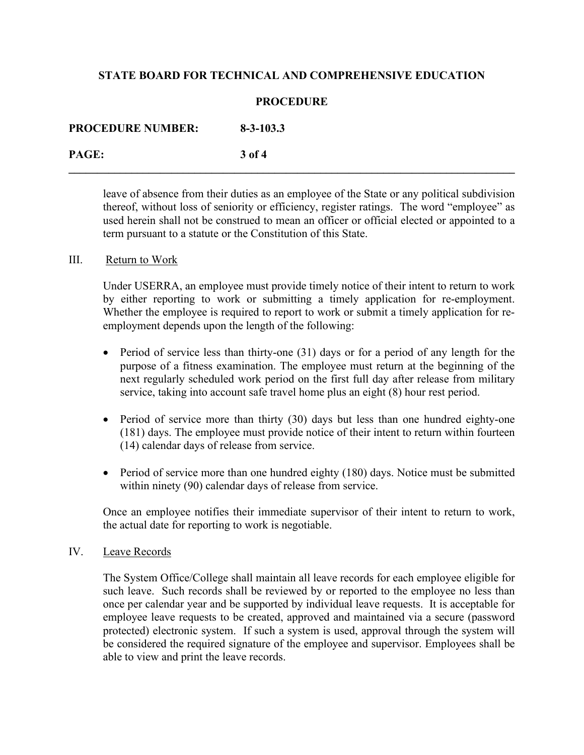leave of absence from their duties as an employee of the State or any political subdivision thereof, without loss of seniority or efficiency, register ratings. The word "employee" as used herein shall not be construed to mean an officer or official elected or appointed to a term pursuant to a statute or the Constitution of this State.

III. Return to Work

Under USERRA, an employee must provide timely notice of their intent to return to work by either reporting to work or submitting a timely application for re-employment. Whether the employee is required to report to work or submit a timely application for re-employment depends upon the length of the following:

- Period of service less than thirty-one (31) days or for a period of any length for the purpose of a fitness examination. The employee must return at the beginning of the next regularly scheduled work period on the first full day after release from military service, taking into account safe travel home plus an eight (8) hour rest period.

- Period of service more than thirty (30) days but less than one hundred eighty-one (181) days. The employee must provide notice of their intent to return within fourteen (14) calendar days of release from service.

- Period of service more than one hundred eighty (180) days. Notice must be submitted within ninety (90) calendar days of release from service.

Once an employee notifies their immediate supervisor of their intent to return to work, the actual date for reporting to work is negotiable.

IV. Leave Records

The System Office/College shall maintain all leave records for each employee eligible for such leave. Such records shall be reviewed by or reported to the employee no less than once per calendar year and be supported by individual leave requests. It is acceptable for employee leave requests to be created, approved and maintained via a secure (password protected) electronic system. If such a system is used, approval through the system will be considered the required signature of the employee and supervisor. Employees shall be able to view and print the leave records.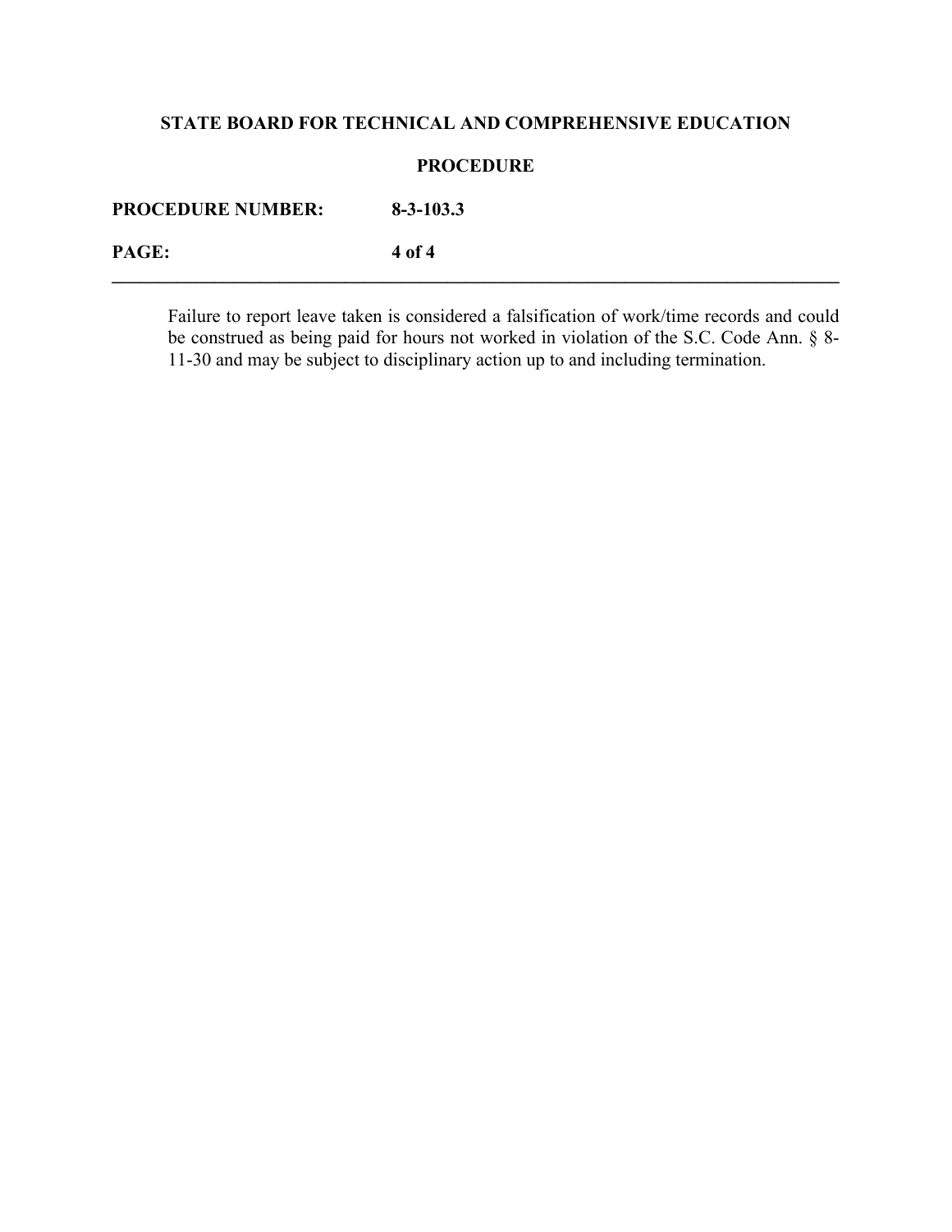Failure to report leave taken is considered a falsification of work/time records and could be construed as being paid for hours not worked in violation of the S.C. Code Ann. § 8-11-30 and may be subject to disciplinary action up to and including termination.